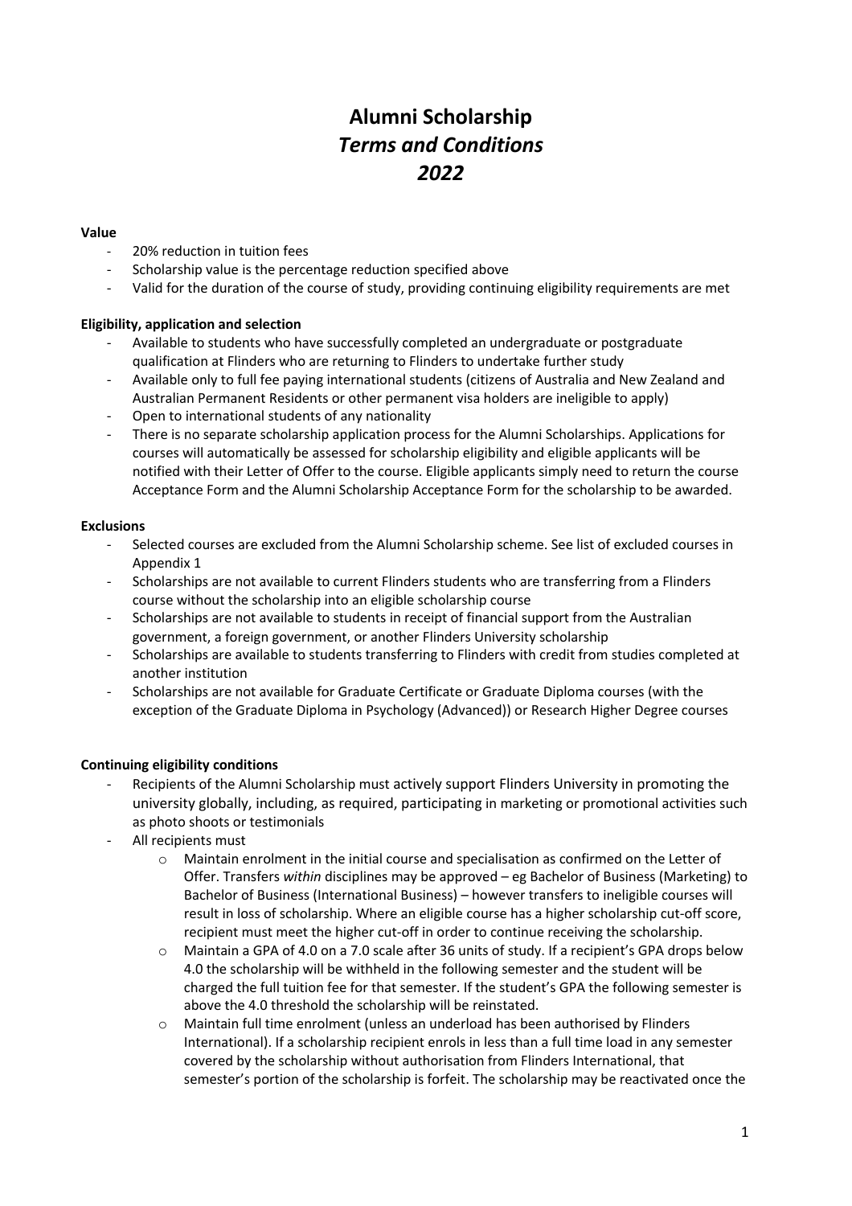# Alumni Scholarship
## *Terms and Conditions*
## *2022*

**Value**

- 20% reduction in tuition fees
- Scholarship value is the percentage reduction specified above
- Valid for the duration of the course of study, providing continuing eligibility requirements are met

**Eligibility, application and selection**

- Available to students who have successfully completed an undergraduate or postgraduate qualification at Flinders who are returning to Flinders to undertake further study
- Available only to full fee paying international students (citizens of Australia and New Zealand and Australian Permanent Residents or other permanent visa holders are ineligible to apply)
- Open to international students of any nationality
- There is no separate scholarship application process for the Alumni Scholarships. Applications for courses will automatically be assessed for scholarship eligibility and eligible applicants will be notified with their Letter of Offer to the course. Eligible applicants simply need to return the course Acceptance Form and the Alumni Scholarship Acceptance Form for the scholarship to be awarded.

**Exclusions**

- Selected courses are excluded from the Alumni Scholarship scheme. See list of excluded courses in Appendix 1
- Scholarships are not available to current Flinders students who are transferring from a Flinders course without the scholarship into an eligible scholarship course
- Scholarships are not available to students in receipt of financial support from the Australian government, a foreign government, or another Flinders University scholarship
- Scholarships are available to students transferring to Flinders with credit from studies completed at another institution
- Scholarships are not available for Graduate Certificate or Graduate Diploma courses (with the exception of the Graduate Diploma in Psychology (Advanced)) or Research Higher Degree courses

**Continuing eligibility conditions**

- Recipients of the Alumni Scholarship must actively support Flinders University in promoting the university globally, including, as required, participating in marketing or promotional activities such as photo shoots or testimonials
- All recipients must
    - Maintain enrolment in the initial course and specialisation as confirmed on the Letter of Offer. Transfers *within* disciplines may be approved – eg Bachelor of Business (Marketing) to Bachelor of Business (International Business) – however transfers to ineligible courses will result in loss of scholarship. Where an eligible course has a higher scholarship cut-off score, recipient must meet the higher cut-off in order to continue receiving the scholarship.
    - Maintain a GPA of 4.0 on a 7.0 scale after 36 units of study. If a recipient's GPA drops below 4.0 the scholarship will be withheld in the following semester and the student will be charged the full tuition fee for that semester. If the student's GPA the following semester is above the 4.0 threshold the scholarship will be reinstated.
    - Maintain full time enrolment (unless an underload has been authorised by Flinders International). If a scholarship recipient enrols in less than a full time load in any semester covered by the scholarship without authorisation from Flinders International, that semester's portion of the scholarship is forfeit. The scholarship may be reactivated once the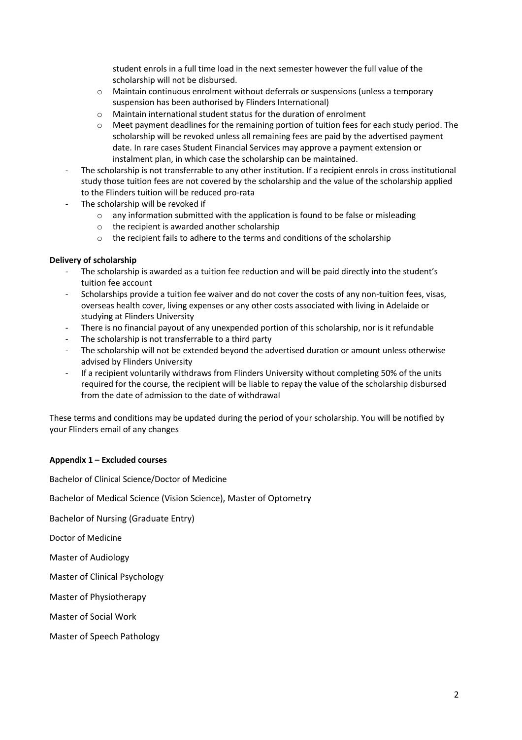student enrols in a full time load in the next semester however the full value of the scholarship will not be disbursed.

- Maintain continuous enrolment without deferrals or suspensions (unless a temporary suspension has been authorised by Flinders International)
- Maintain international student status for the duration of enrolment
- Meet payment deadlines for the remaining portion of tuition fees for each study period. The scholarship will be revoked unless all remaining fees are paid by the advertised payment date. In rare cases Student Financial Services may approve a payment extension or instalment plan, in which case the scholarship can be maintained.

- The scholarship is not transferrable to any other institution. If a recipient enrols in cross institutional study those tuition fees are not covered by the scholarship and the value of the scholarship applied to the Flinders tuition will be reduced pro-rata
- The scholarship will be revoked if
  - any information submitted with the application is found to be false or misleading
  - the recipient is awarded another scholarship
  - the recipient fails to adhere to the terms and conditions of the scholarship

**Delivery of scholarship**

- The scholarship is awarded as a tuition fee reduction and will be paid directly into the student's tuition fee account
- Scholarships provide a tuition fee waiver and do not cover the costs of any non-tuition fees, visas, overseas health cover, living expenses or any other costs associated with living in Adelaide or studying at Flinders University
- There is no financial payout of any unexpended portion of this scholarship, nor is it refundable
- The scholarship is not transferrable to a third party
- The scholarship will not be extended beyond the advertised duration or amount unless otherwise advised by Flinders University
- If a recipient voluntarily withdraws from Flinders University without completing 50% of the units required for the course, the recipient will be liable to repay the value of the scholarship disbursed from the date of admission to the date of withdrawal

These terms and conditions may be updated during the period of your scholarship. You will be notified by your Flinders email of any changes

**Appendix 1 – Excluded courses**

Bachelor of Clinical Science/Doctor of Medicine

Bachelor of Medical Science (Vision Science), Master of Optometry

Bachelor of Nursing (Graduate Entry)

Doctor of Medicine

Master of Audiology

Master of Clinical Psychology

Master of Physiotherapy

Master of Social Work

Master of Speech Pathology